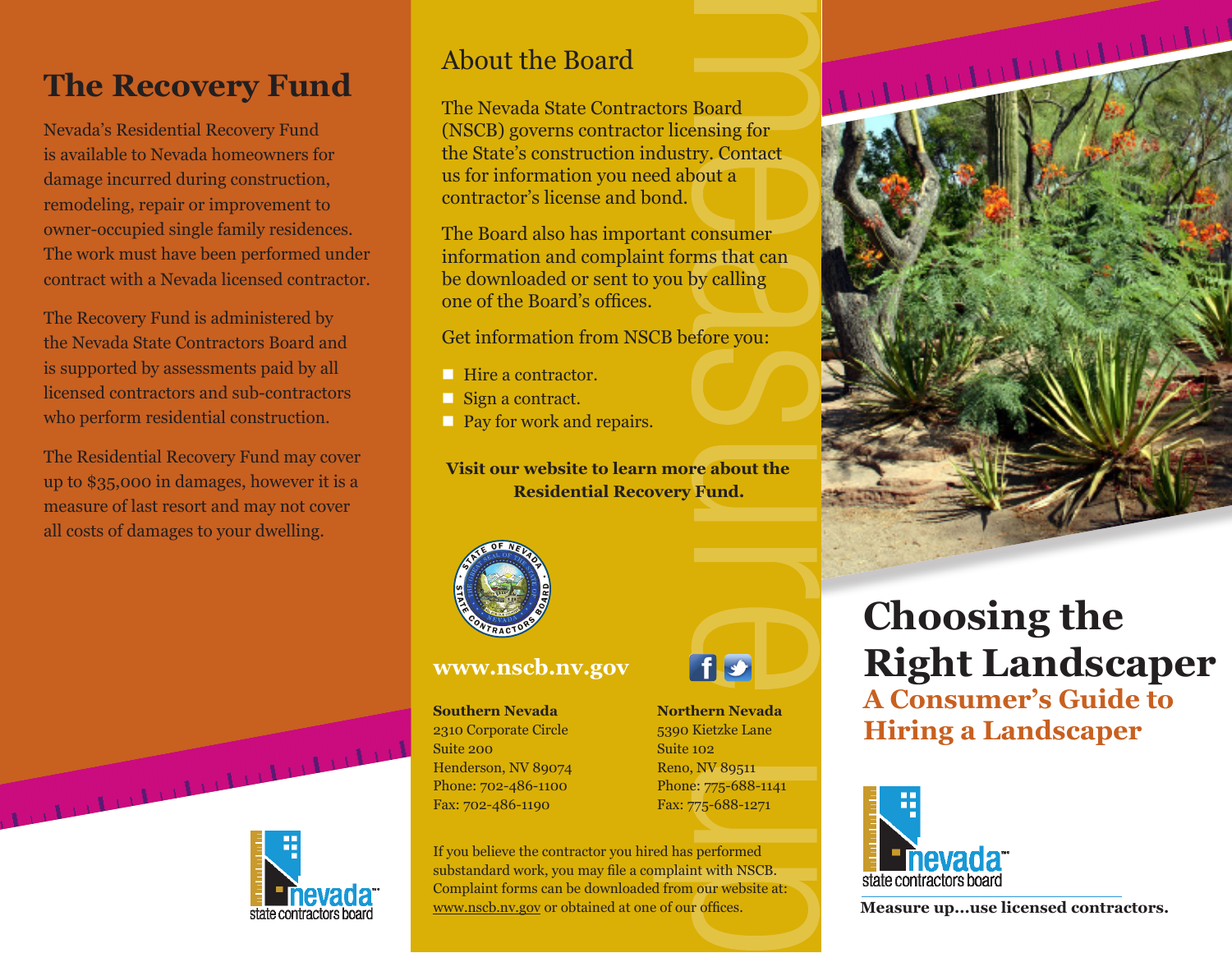# The Recovery Fund

Nevada's Residential Recovery Fund is available to Nevada homeowners for damage incurred during construction, remodeling, repair or improvement to owner-occupied single family residences. The work must have been performed under contract with a Nevada licensed contractor.

The Recovery Fund is administered by the Nevada State Contractors Board and is supported by assessments paid by all licensed contractors and sub-contractors who perform residential construction.

The Residential Recovery Fund may cover up to $35,000 in damages, however it is a measure of last resort and may not cover all costs of damages to your dwelling.

nevada state contractors board

## About the Board

The Nevada State Contractors Board (NSCB) governs contractor licensing for the State's construction industry. Contact us for information you need about a contractor's license and bond.

The Board also has important consumer information and complaint forms that can be downloaded or sent to you by calling one of the Board's offices.

Get information from NSCB before you:

- Hire a contractor.
- Sign a contract.
- Pay for work and repairs.

**Visit our website to learn more about the Residential Recovery Fund.**

**www.nscb.nv.gov**

**Southern Nevada**
2310 Corporate Circle
Suite 200
Henderson, NV 89074
Phone: 702-486-1100
Fax: 702-486-1190

**Northern Nevada**
5390 Kietzke Lane
Suite 102
Reno, NV 89511
Phone: 775-688-1141
Fax: 775-688-1271

If you believe the contractor you hired has performed substandard work, you may file a complaint with NSCB. Complaint forms can be downloaded from our website at: www.nscb.nv.gov or obtained at one of our offices.

# Choosing the Right Landscaper

## A Consumer's Guide to Hiring a Landscaper

nevada state contractors board

**Measure up…use licensed contractors.**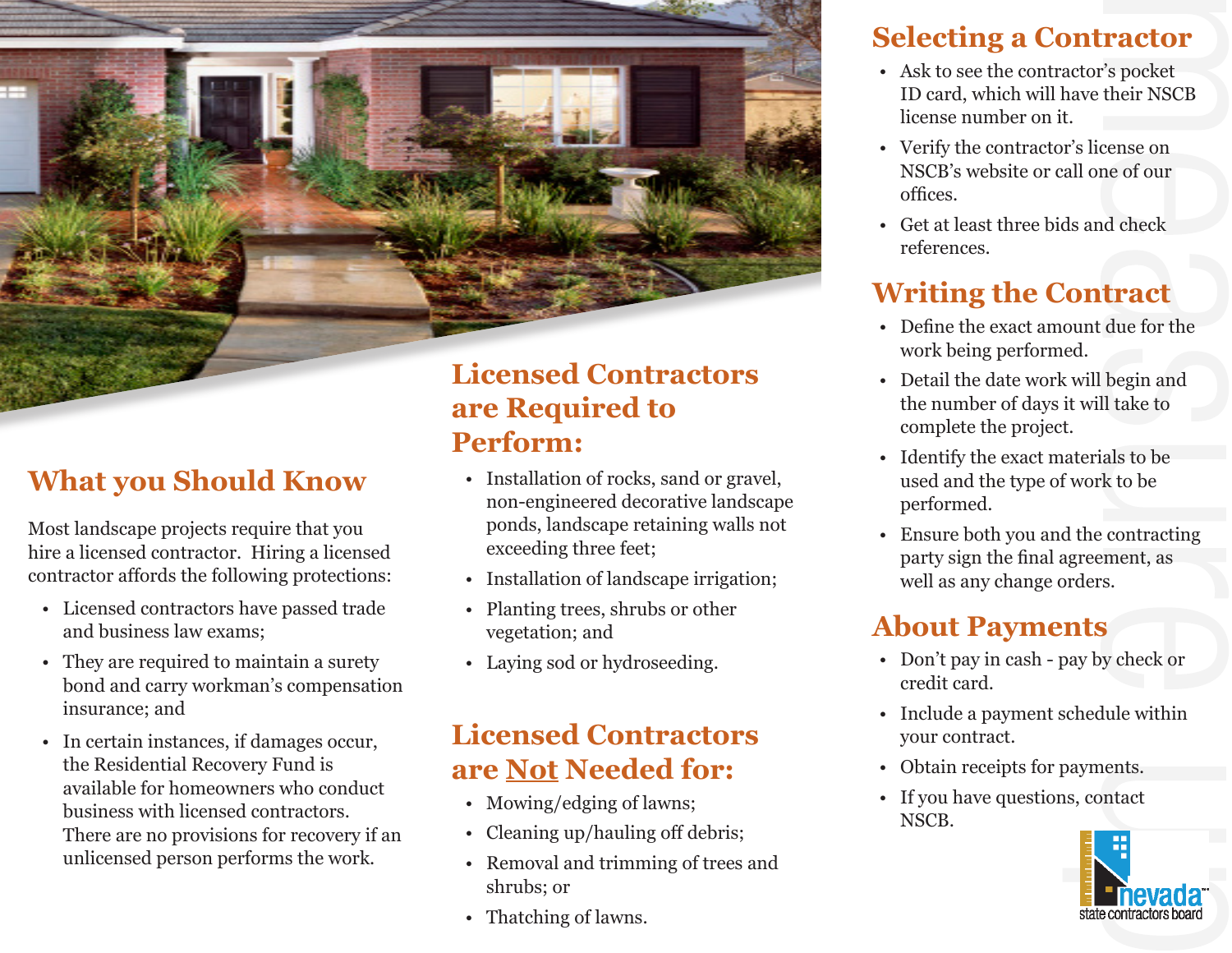## What you Should Know

Most landscape projects require that you hire a licensed contractor. Hiring a licensed contractor affords the following protections:

- Licensed contractors have passed trade and business law exams;
- They are required to maintain a surety bond and carry workman's compensation insurance; and
- In certain instances, if damages occur, the Residential Recovery Fund is available for homeowners who conduct business with licensed contractors. There are no provisions for recovery if an unlicensed person performs the work.

## Licensed Contractors are Required to Perform:

- Installation of rocks, sand or gravel, non-engineered decorative landscape ponds, landscape retaining walls not exceeding three feet;
- Installation of landscape irrigation;
- Planting trees, shrubs or other vegetation; and
- Laying sod or hydroseeding.

## Licensed Contractors are Not Needed for:

- Mowing/edging of lawns;
- Cleaning up/hauling off debris;
- Removal and trimming of trees and shrubs; or
- Thatching of lawns.

## Selecting a Contractor

- Ask to see the contractor's pocket ID card, which will have their NSCB license number on it.
- Verify the contractor's license on NSCB's website or call one of our offices.
- Get at least three bids and check references.

## Writing the Contract

- Define the exact amount due for the work being performed.
- Detail the date work will begin and the number of days it will take to complete the project.
- Identify the exact materials to be used and the type of work to be performed.
- Ensure both you and the contracting party sign the final agreement, as well as any change orders.

## About Payments

- Don't pay in cash - pay by check or credit card.
- Include a payment schedule within your contract.
- Obtain receipts for payments.
- If you have questions, contact NSCB.

nevada state contractors board